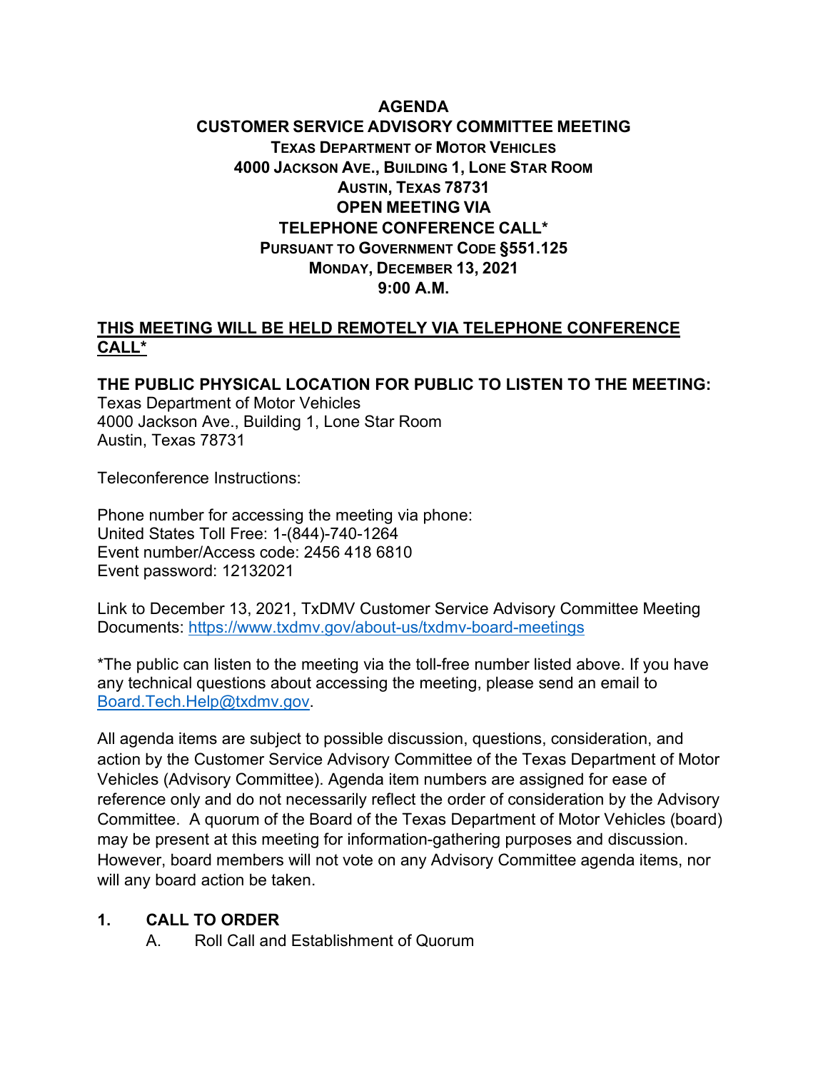# AGENDA
## CUSTOMER SERVICE ADVISORY COMMITTEE MEETING
### TEXAS DEPARTMENT OF MOTOR VEHICLES
### 4000 JACKSON AVE., BUILDING 1, LONE STAR ROOM
### AUSTIN, TEXAS 78731
### OPEN MEETING VIA TELEPHONE CONFERENCE CALL*
### PURSUANT TO GOVERNMENT CODE §551.125
### MONDAY, DECEMBER 13, 2021
### 9:00 A.M.

**THIS MEETING WILL BE HELD REMOTELY VIA TELEPHONE CONFERENCE CALL***

**THE PUBLIC PHYSICAL LOCATION FOR PUBLIC TO LISTEN TO THE MEETING:**
Texas Department of Motor Vehicles
4000 Jackson Ave., Building 1, Lone Star Room
Austin, Texas 78731

Teleconference Instructions:

Phone number for accessing the meeting via phone:
United States Toll Free: 1-(844)-740-1264
Event number/Access code: 2456 418 6810
Event password: 12132021

Link to December 13, 2021, TxDMV Customer Service Advisory Committee Meeting Documents: https://www.txdmv.gov/about-us/txdmv-board-meetings

*The public can listen to the meeting via the toll-free number listed above. If you have any technical questions about accessing the meeting, please send an email to Board.Tech.Help@txdmv.gov.

All agenda items are subject to possible discussion, questions, consideration, and action by the Customer Service Advisory Committee of the Texas Department of Motor Vehicles (Advisory Committee). Agenda item numbers are assigned for ease of reference only and do not necessarily reflect the order of consideration by the Advisory Committee. A quorum of the Board of the Texas Department of Motor Vehicles (board) may be present at this meeting for information-gathering purposes and discussion. However, board members will not vote on any Advisory Committee agenda items, nor will any board action be taken.

1. **CALL TO ORDER**
   A. Roll Call and Establishment of Quorum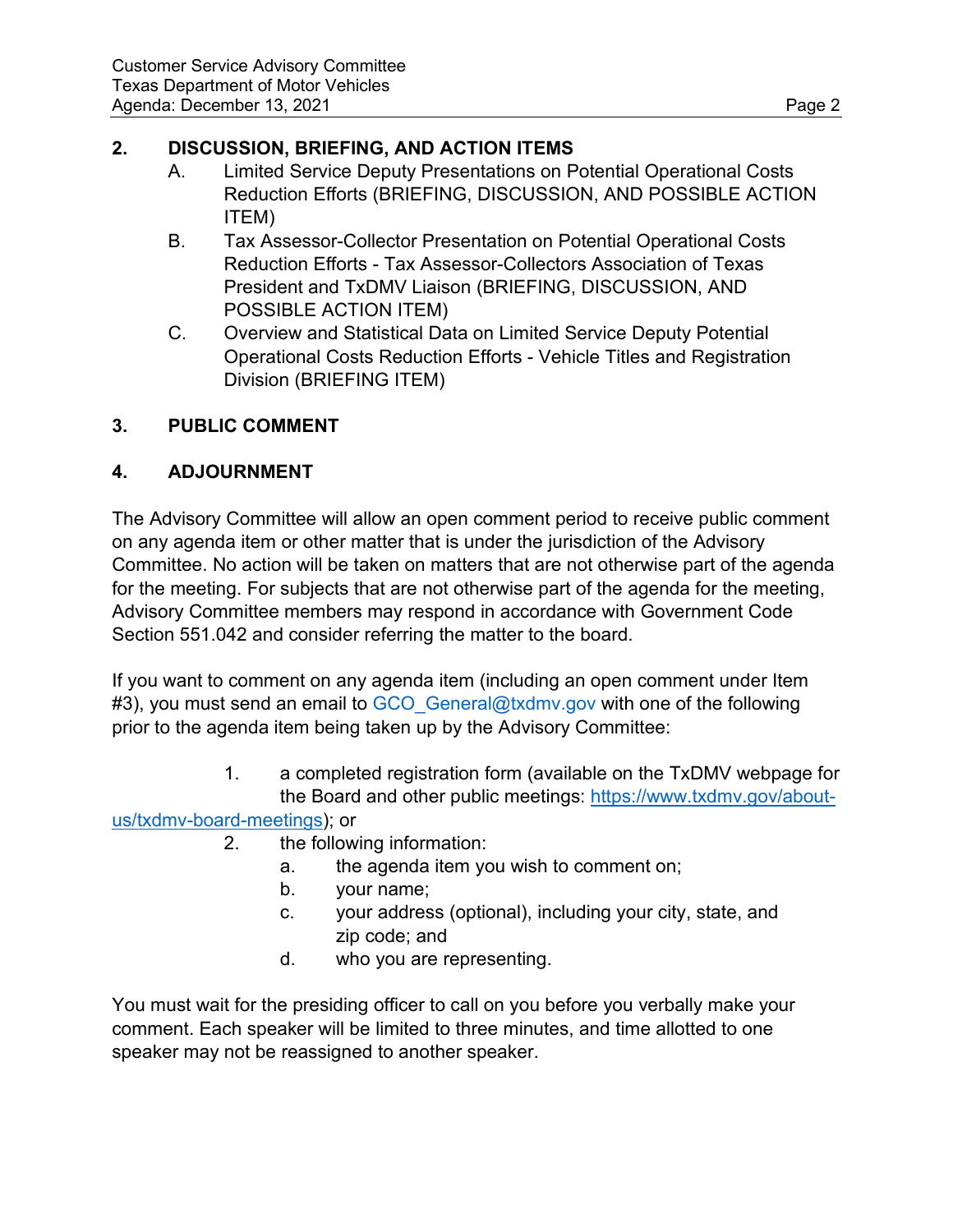## 2. DISCUSSION, BRIEFING, AND ACTION ITEMS

A. Limited Service Deputy Presentations on Potential Operational Costs Reduction Efforts (BRIEFING, DISCUSSION, AND POSSIBLE ACTION ITEM)

B. Tax Assessor-Collector Presentation on Potential Operational Costs Reduction Efforts - Tax Assessor-Collectors Association of Texas President and TxDMV Liaison (BRIEFING, DISCUSSION, AND POSSIBLE ACTION ITEM)

C. Overview and Statistical Data on Limited Service Deputy Potential Operational Costs Reduction Efforts - Vehicle Titles and Registration Division (BRIEFING ITEM)

## 3. PUBLIC COMMENT

## 4. ADJOURNMENT

The Advisory Committee will allow an open comment period to receive public comment on any agenda item or other matter that is under the jurisdiction of the Advisory Committee. No action will be taken on matters that are not otherwise part of the agenda for the meeting. For subjects that are not otherwise part of the agenda for the meeting, Advisory Committee members may respond in accordance with Government Code Section 551.042 and consider referring the matter to the board.

If you want to comment on any agenda item (including an open comment under Item #3), you must send an email to GCO_General@txdmv.gov with one of the following prior to the agenda item being taken up by the Advisory Committee:

1. a completed registration form (available on the TxDMV webpage for the Board and other public meetings: https://www.txdmv.gov/about-us/txdmv-board-meetings); or
2. the following information:
   a. the agenda item you wish to comment on;
   b. your name;
   c. your address (optional), including your city, state, and zip code; and
   d. who you are representing.

You must wait for the presiding officer to call on you before you verbally make your comment. Each speaker will be limited to three minutes, and time allotted to one speaker may not be reassigned to another speaker.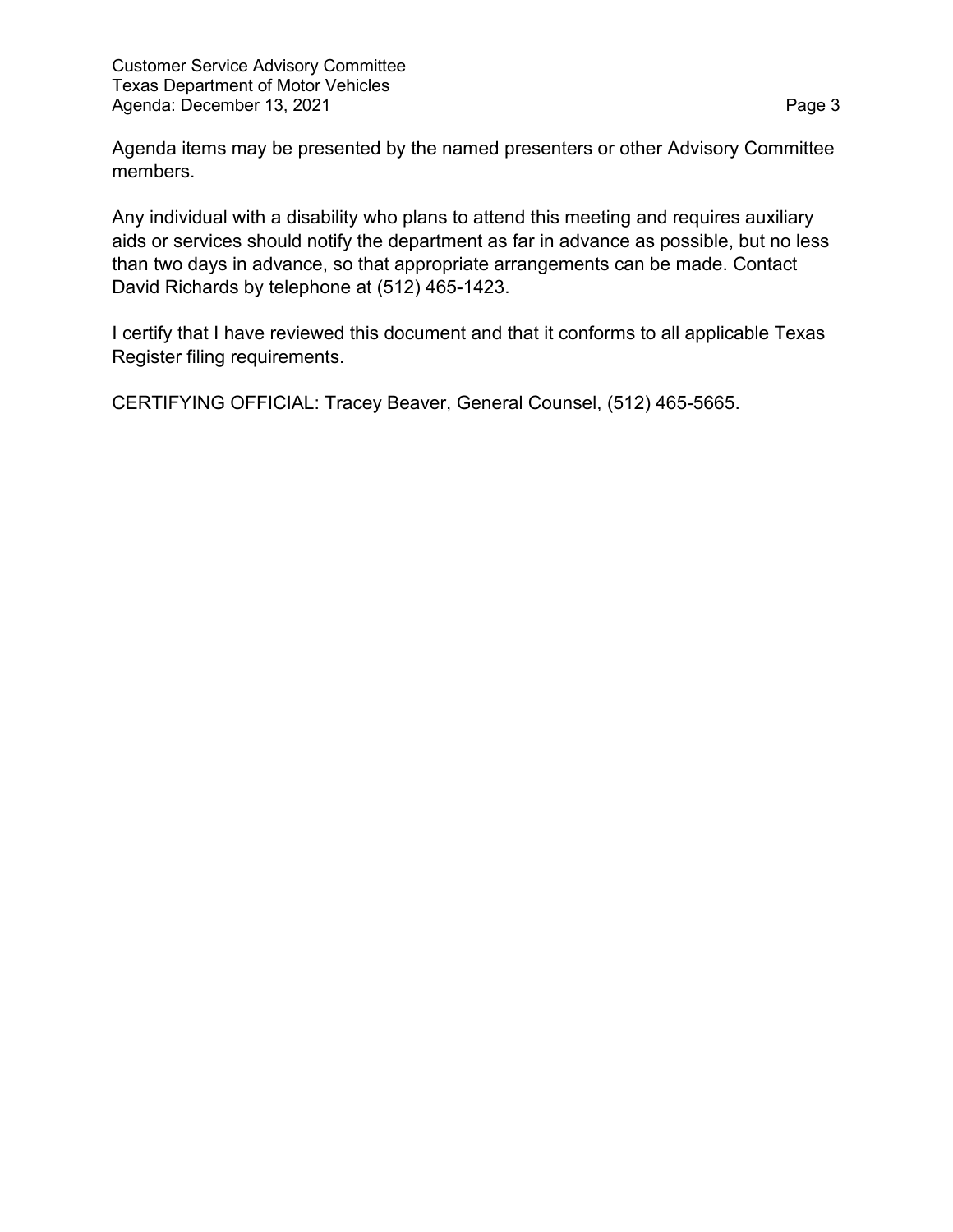Agenda items may be presented by the named presenters or other Advisory Committee members.

Any individual with a disability who plans to attend this meeting and requires auxiliary aids or services should notify the department as far in advance as possible, but no less than two days in advance, so that appropriate arrangements can be made. Contact David Richards by telephone at (512) 465-1423.

I certify that I have reviewed this document and that it conforms to all applicable Texas Register filing requirements.

CERTIFYING OFFICIAL: Tracey Beaver, General Counsel, (512) 465-5665.